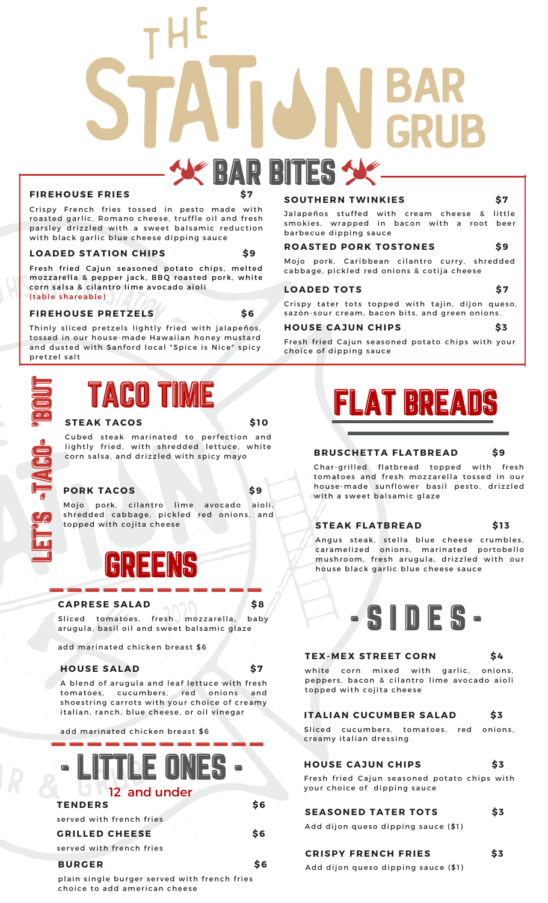# THE STATION BAR GRUB

## BAR BITES

### FIREHOUSE FRIES — $7
Crispy French fries tossed in pesto made with roasted garlic, Romano cheese, truffle oil and fresh parsley drizzled with a sweet balsamic reduction with black garlic blue cheese dipping sauce

### LOADED STATION CHIPS — $9
Fresh fried Cajun seasoned potato chips, melted mozzarella & pepper jack, BBQ roasted pork, white corn salsa & cilantro lime avocado aioli
(table shareable)

### FIREHOUSE PRETZELS — $6
Thinly sliced pretzels lightly fried with jalapeños, tossed in our house-made Hawaiian honey mustard and dusted with Sanford local "Spice is Nice" spicy pretzel salt

### SOUTHERN TWINKIES — $7
Jalapeños stuffed with cream cheese & little smokies, wrapped in bacon with a root beer barbecue dipping sauce

### ROASTED PORK TOSTONES — $9
Mojo pork, Caribbean cilantro curry, shredded cabbage, pickled red onions & cotija cheese

### LOADED TOTS — $7
Crispy tater tots topped with tajin, dijon queso, sazón-sour cream, bacon bits, and green onions.

### HOUSE CAJUN CHIPS — $3
Fresh fried Cajun seasoned potato chips with your choice of dipping sauce

## TACO TIME

LET'S -TACO- 'BOUT

### STEAK TACOS — $10
Cubed steak marinated to perfection and lightly fried, with shredded lettuce, white corn salsa, and drizzled with spicy mayo

### PORK TACOS — $9
Mojo pork, cilantro lime avocado aioli, shredded cabbage, pickled red onions, and topped with cojita cheese

## GREENS

### CAPRESE SALAD — $8
Sliced tomatoes, fresh mozzarella, baby arugula, basil oil and sweet balsamic glaze

add marinated chicken breast $6

### HOUSE SALAD — $7
A blend of arugula and leaf lettuce with fresh tomatoes, cucumbers, red onions and shoestring carrots with your choice of creamy italian, ranch, blue cheese, or oil vinegar

add marinated chicken breast $6

## - LITTLE ONES -
12 and under

### TENDERS — $6
served with french fries

### GRILLED CHEESE — $6
served with french fries

### BURGER — $6
plain single burger served with french fries choice to add american cheese

## FLAT BREADS

### BRUSCHETTA FLATBREAD — $9
Char-grilled flatbread topped with fresh tomatoes and fresh mozzarella tossed in our house-made sunflower basil pesto, drizzled with a sweet balsamic glaze

### STEAK FLATBREAD — $13
Angus steak, stella blue cheese crumbles, caramelized onions, marinated portobello mushroom, fresh arugula, drizzled with our house black garlic blue cheese sauce

## - SIDES -

### TEX-MEX STREET CORN — $4
white corn mixed with garlic, onions, peppers, bacon & cilantro lime avocado aioli topped with cojita cheese

### ITALIAN CUCUMBER SALAD — $3
Sliced cucumbers, tomatoes, red onions, creamy italian dressing

### HOUSE CAJUN CHIPS — $3
Fresh fried Cajun seasoned potato chips with your choice of dipping sauce

### SEASONED TATER TOTS — $3
Add dijon queso dipping sauce ($1)

### CRISPY FRENCH FRIES — $3
Add dijon queso dipping sauce ($1)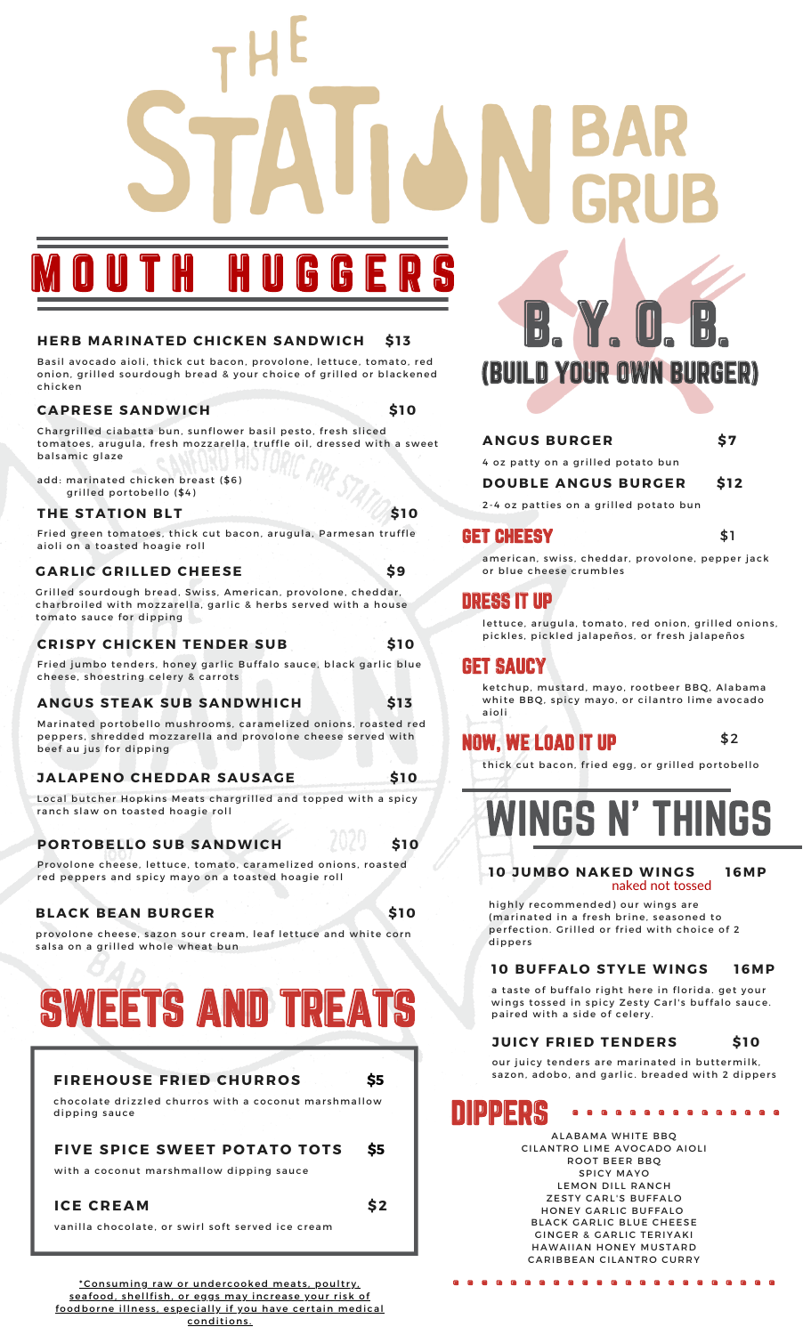# THE STATION BAR GRUB

## MOUTH HUGGERS

### HERB MARINATED CHICKEN SANDWICH $13

Basil avocado aioli, thick cut bacon, provolone, lettuce, tomato, red onion, grilled sourdough bread & your choice of grilled or blackened chicken

### CAPRESE SANDWICH $10

Chargrilled ciabatta bun, sunflower basil pesto, fresh sliced tomatoes, arugula, fresh mozzarella, truffle oil, dressed with a sweet balsamic glaze

add: marinated chicken breast ($6)
grilled portobello ($4)

### THE STATION BLT $10

Fried green tomatoes, thick cut bacon, arugula, Parmesan truffle aioli on a toasted hoagie roll

### GARLIC GRILLED CHEESE $9

Grilled sourdough bread, Swiss, American, provolone, cheddar, charbroiled with mozzarella, garlic & herbs served with a house tomato sauce for dipping

### CRISPY CHICKEN TENDER SUB $10

Fried jumbo tenders, honey garlic Buffalo sauce, black garlic blue cheese, shoestring celery & carrots

### ANGUS STEAK SUB SANDWHICH $13

Marinated portobello mushrooms, caramelized onions, roasted red peppers, shredded mozzarella and provolone cheese served with beef au jus for dipping

### JALAPENO CHEDDAR SAUSAGE $10

Local butcher Hopkins Meats chargrilled and topped with a spicy ranch slaw on toasted hoagie roll

### PORTOBELLO SUB SANDWICH $10

Provolone cheese, lettuce, tomato, caramelized onions, roasted red peppers and spicy mayo on a toasted hoagie roll

### BLACK BEAN BURGER $10

provolone cheese, sazon sour cream, leaf lettuce and white corn salsa on a grilled whole wheat bun

## SWEETS AND TREATS

### FIREHOUSE FRIED CHURROS $5

chocolate drizzled churros with a coconut marshmallow dipping sauce

### FIVE SPICE SWEET POTATO TOTS $5

with a coconut marshmallow dipping sauce

### ICE CREAM $2

vanilla chocolate, or swirl soft served ice cream

*Consuming raw or undercooked meats, poultry, seafood, shellfish, or eggs may increase your risk of foodborne illness, especially if you have certain medical conditions.

## B. Y. O. B. (BUILD YOUR OWN BURGER)

### ANGUS BURGER $7

4 oz patty on a grilled potato bun

### DOUBLE ANGUS BURGER $12

2-4 oz patties on a grilled potato bun

### GET CHEESY $1

american, swiss, cheddar, provolone, pepper jack or blue cheese crumbles

### DRESS IT UP

lettuce, arugula, tomato, red onion, grilled onions, pickles, pickled jalapeños, or fresh jalapeños

### GET SAUCY

ketchup, mustard, mayo, rootbeer BBQ, Alabama white BBQ, spicy mayo, or cilantro lime avocado aioli

### NOW, WE LOAD IT UP $2

thick cut bacon, fried egg, or grilled portobello

## WINGS N' THINGS

### 10 JUMBO NAKED WINGS 16MP

naked not tossed

highly recommended) our wings are (marinated in a fresh brine, seasoned to perfection. Grilled or fried with choice of 2 dippers

### 10 BUFFALO STYLE WINGS 16MP

a taste of buffalo right here in florida. get your wings tossed in spicy Zesty Carl's buffalo sauce. paired with a side of celery.

### JUICY FRIED TENDERS $10

our juicy tenders are marinated in buttermilk, sazon, adobo, and garlic. breaded with 2 dippers

## DIPPERS

ALABAMA WHITE BBQ
CILANTRO LIME AVOCADO AIOLI
ROOT BEER BBQ
SPICY MAYO
LEMON DILL RANCH
ZESTY CARL'S BUFFALO
HONEY GARLIC BUFFALO
BLACK GARLIC BLUE CHEESE
GINGER & GARLIC TERIYAKI
HAWAIIAN HONEY MUSTARD
CARIBBEAN CILANTRO CURRY